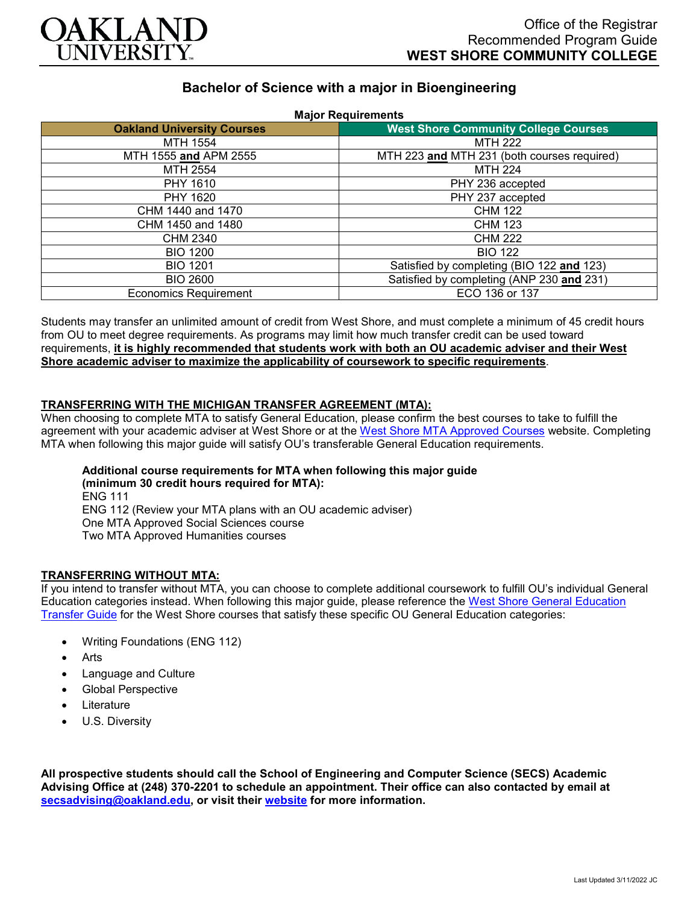# OAKLAND UNIVERSITY

Office of the Registrar
Recommended Program Guide
**WEST SHORE COMMUNITY COLLEGE**

## Bachelor of Science with a major in Bioengineering

**Major Requirements**

| Oakland University Courses | West Shore Community College Courses |
|---|---|
| MTH 1554 | MTH 222 |
| MTH 1555 **and** APM 2555 | MTH 223 **and** MTH 231 (both courses required) |
| MTH 2554 | MTH 224 |
| PHY 1610 | PHY 236 accepted |
| PHY 1620 | PHY 237 accepted |
| CHM 1440 and 1470 | CHM 122 |
| CHM 1450 and 1480 | CHM 123 |
| CHM 2340 | CHM 222 |
| BIO 1200 | BIO 122 |
| BIO 1201 | Satisfied by completing (BIO 122 **and** 123) |
| BIO 2600 | Satisfied by completing (ANP 230 **and** 231) |
| Economics Requirement | ECO 136 or 137 |

Students may transfer an unlimited amount of credit from West Shore, and must complete a minimum of 45 credit hours from OU to meet degree requirements. As programs may limit how much transfer credit can be used toward requirements, **it is highly recommended that students work with both an OU academic adviser and their West Shore academic adviser to maximize the applicability of coursework to specific requirements**.

**TRANSFERRING WITH THE MICHIGAN TRANSFER AGREEMENT (MTA):**

When choosing to complete MTA to satisfy General Education, please confirm the best courses to take to fulfill the agreement with your academic adviser at West Shore or at the West Shore MTA Approved Courses website. Completing MTA when following this major guide will satisfy OU's transferable General Education requirements.

**Additional course requirements for MTA when following this major guide (minimum 30 credit hours required for MTA):**
ENG 111
ENG 112 (Review your MTA plans with an OU academic adviser)
One MTA Approved Social Sciences course
Two MTA Approved Humanities courses

**TRANSFERRING WITHOUT MTA:**

If you intend to transfer without MTA, you can choose to complete additional coursework to fulfill OU's individual General Education categories instead. When following this major guide, please reference the West Shore General Education Transfer Guide for the West Shore courses that satisfy these specific OU General Education categories:

- Writing Foundations (ENG 112)
- Arts
- Language and Culture
- Global Perspective
- Literature
- U.S. Diversity

**All prospective students should call the School of Engineering and Computer Science (SECS) Academic Advising Office at (248) 370-2201 to schedule an appointment. Their office can also contacted by email at secsadvising@oakland.edu, or visit their website for more information.**

Last Updated 3/11/2022 JC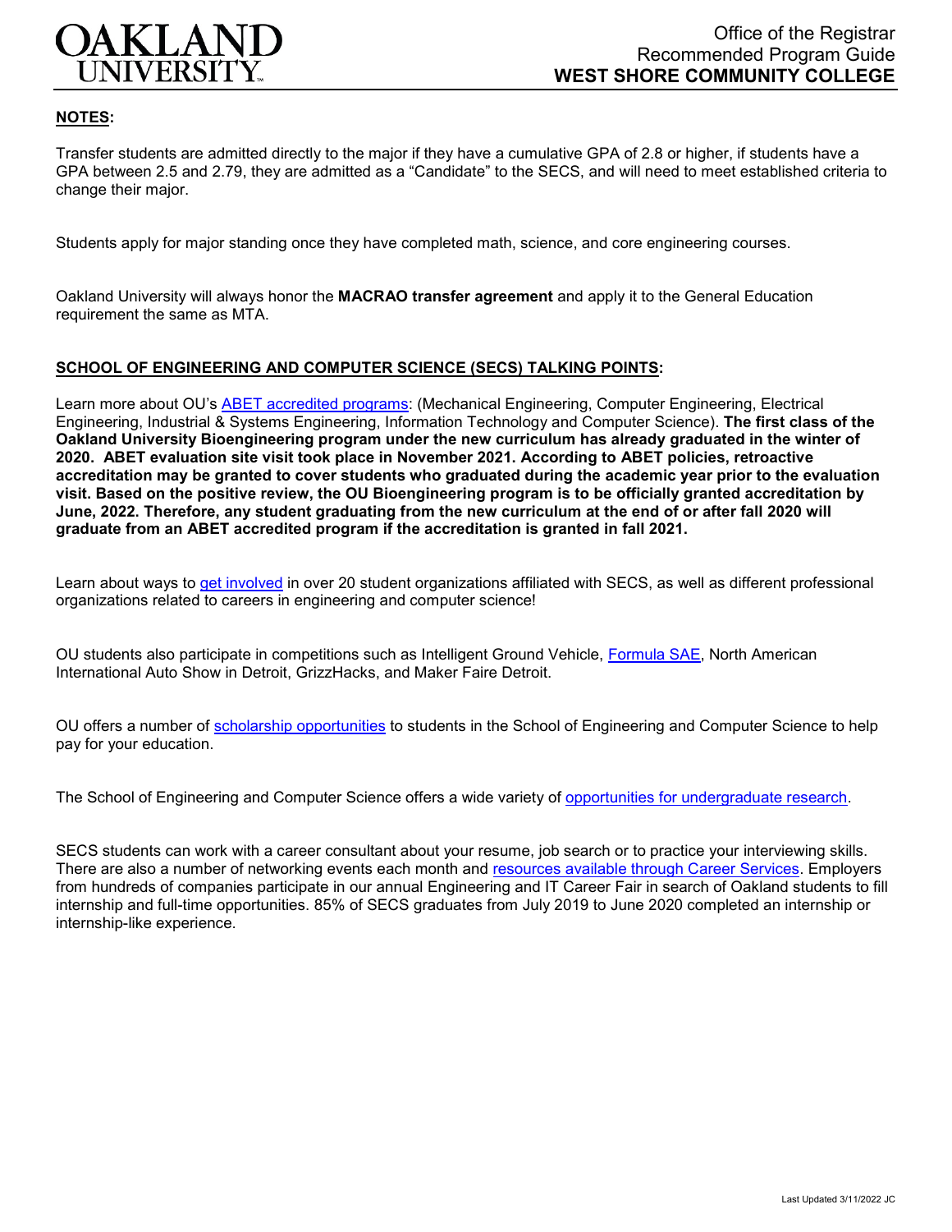**NOTES:**

Transfer students are admitted directly to the major if they have a cumulative GPA of 2.8 or higher, if students have a GPA between 2.5 and 2.79, they are admitted as a "Candidate" to the SECS, and will need to meet established criteria to change their major.

Students apply for major standing once they have completed math, science, and core engineering courses.

Oakland University will always honor the **MACRAO transfer agreement** and apply it to the General Education requirement the same as MTA.

**SCHOOL OF ENGINEERING AND COMPUTER SCIENCE (SECS) TALKING POINTS:**

Learn more about OU's ABET accredited programs: (Mechanical Engineering, Computer Engineering, Electrical Engineering, Industrial & Systems Engineering, Information Technology and Computer Science). **The first class of the Oakland University Bioengineering program under the new curriculum has already graduated in the winter of 2020. ABET evaluation site visit took place in November 2021. According to ABET policies, retroactive accreditation may be granted to cover students who graduated during the academic year prior to the evaluation visit. Based on the positive review, the OU Bioengineering program is to be officially granted accreditation by June, 2022. Therefore, any student graduating from the new curriculum at the end of or after fall 2020 will graduate from an ABET accredited program if the accreditation is granted in fall 2021.**

Learn about ways to get involved in over 20 student organizations affiliated with SECS, as well as different professional organizations related to careers in engineering and computer science!

OU students also participate in competitions such as Intelligent Ground Vehicle, Formula SAE, North American International Auto Show in Detroit, GrizzHacks, and Maker Faire Detroit.

OU offers a number of scholarship opportunities to students in the School of Engineering and Computer Science to help pay for your education.

The School of Engineering and Computer Science offers a wide variety of opportunities for undergraduate research.

SECS students can work with a career consultant about your resume, job search or to practice your interviewing skills. There are also a number of networking events each month and resources available through Career Services. Employers from hundreds of companies participate in our annual Engineering and IT Career Fair in search of Oakland students to fill internship and full-time opportunities. 85% of SECS graduates from July 2019 to June 2020 completed an internship or internship-like experience.